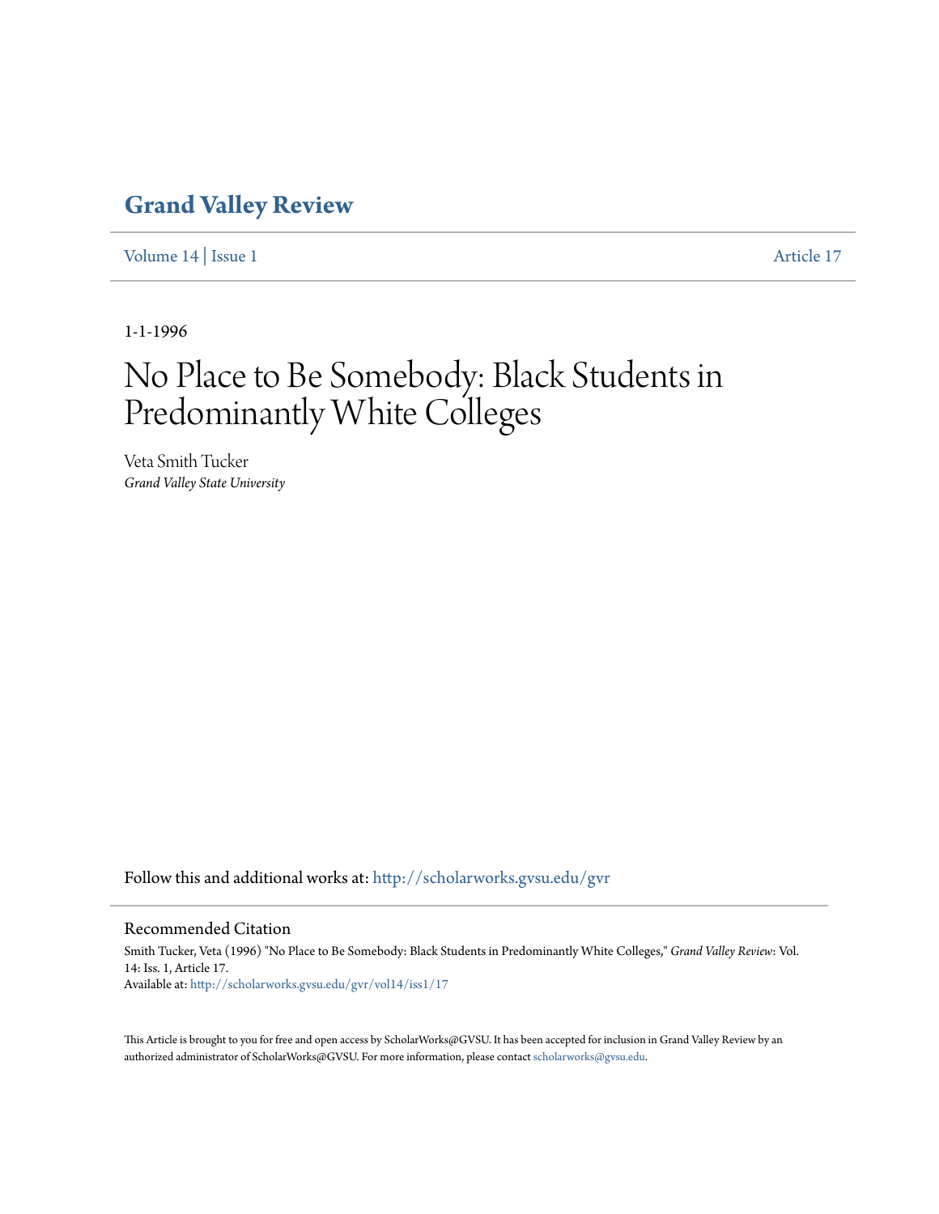# Grand Valley Review

Volume 14 | Issue 1 Article 17

1-1-1996

# No Place to Be Somebody: Black Students in Predominantly White Colleges

Veta Smith Tucker
*Grand Valley State University*

Follow this and additional works at: http://scholarworks.gvsu.edu/gvr

## Recommended Citation

Smith Tucker, Veta (1996) "No Place to Be Somebody: Black Students in Predominantly White Colleges," *Grand Valley Review*: Vol. 14: Iss. 1, Article 17.
Available at: http://scholarworks.gvsu.edu/gvr/vol14/iss1/17

This Article is brought to you for free and open access by ScholarWorks@GVSU. It has been accepted for inclusion in Grand Valley Review by an authorized administrator of ScholarWorks@GVSU. For more information, please contact scholarworks@gvsu.edu.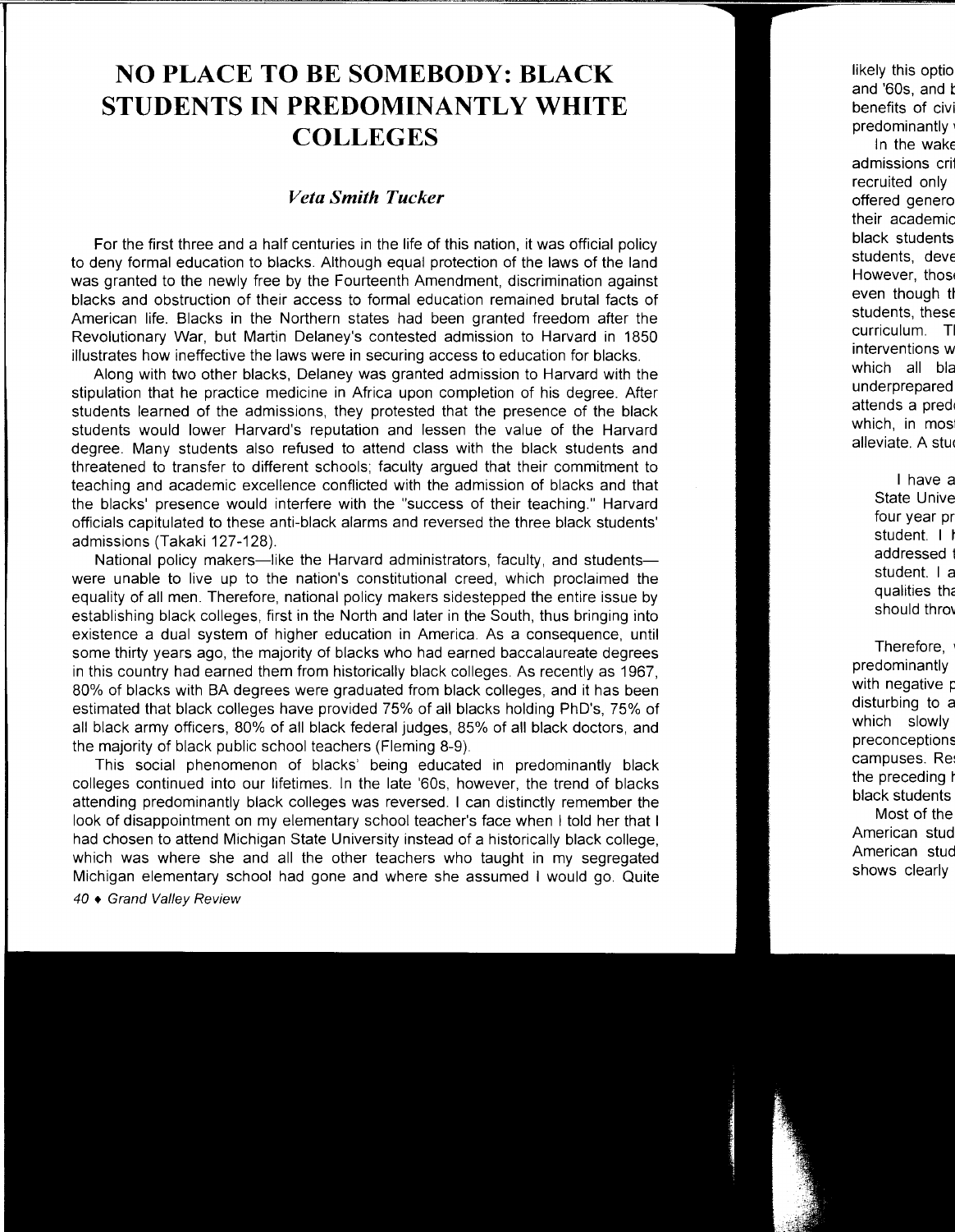# NO PLACE TO BE SOMEBODY: BLACK STUDENTS IN PREDOMINANTLY WHITE COLLEGES

*Veta Smith Tucker*

For the first three and a half centuries in the life of this nation, it was official policy to deny formal education to blacks. Although equal protection of the laws of the land was granted to the newly free by the Fourteenth Amendment, discrimination against blacks and obstruction of their access to formal education remained brutal facts of American life. Blacks in the Northern states had been granted freedom after the Revolutionary War, but Martin Delaney's contested admission to Harvard in 1850 illustrates how ineffective the laws were in securing access to education for blacks.

Along with two other blacks, Delaney was granted admission to Harvard with the stipulation that he practice medicine in Africa upon completion of his degree. After students learned of the admissions, they protested that the presence of the black students would lower Harvard's reputation and lessen the value of the Harvard degree. Many students also refused to attend class with the black students and threatened to transfer to different schools; faculty argued that their commitment to teaching and academic excellence conflicted with the admission of blacks and that the blacks' presence would interfere with the "success of their teaching." Harvard officials capitulated to these anti-black alarms and reversed the three black students' admissions (Takaki 127-128).

National policy makers—like the Harvard administrators, faculty, and students—were unable to live up to the nation's constitutional creed, which proclaimed the equality of all men. Therefore, national policy makers sidestepped the entire issue by establishing black colleges, first in the North and later in the South, thus bringing into existence a dual system of higher education in America. As a consequence, until some thirty years ago, the majority of blacks who had earned baccalaureate degrees in this country had earned them from historically black colleges. As recently as 1967, 80% of blacks with BA degrees were graduated from black colleges, and it has been estimated that black colleges have provided 75% of all blacks holding PhD's, 75% of all black army officers, 80% of all black federal judges, 85% of all black doctors, and the majority of black public school teachers (Fleming 8-9).

This social phenomenon of blacks' being educated in predominantly black colleges continued into our lifetimes. In the late '60s, however, the trend of blacks attending predominantly black colleges was reversed. I can distinctly remember the look of disappointment on my elementary school teacher's face when I told her that I had chosen to attend Michigan State University instead of a historically black college, which was where she and all the other teachers who taught in my segregated Michigan elementary school had gone and where she assumed I would go. Quite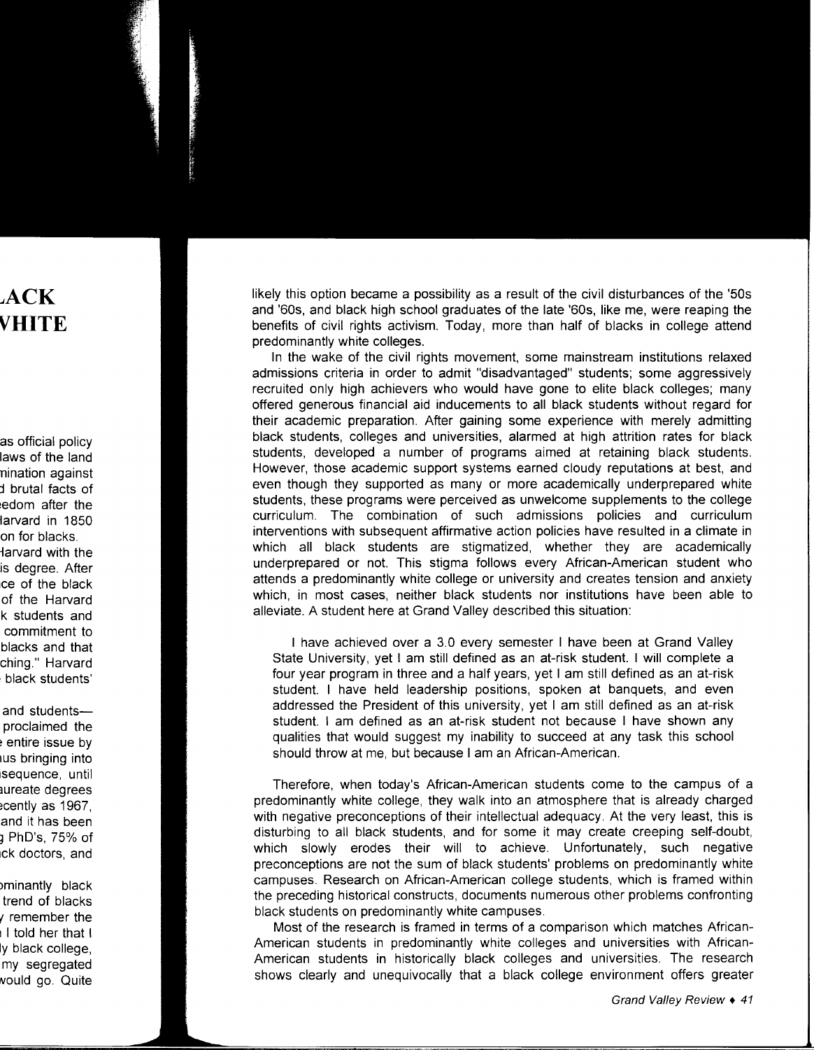likely this option became a possibility as a result of the civil disturbances of the '50s and '60s, and black high school graduates of the late '60s, like me, were reaping the benefits of civil rights activism. Today, more than half of blacks in college attend predominantly white colleges.

In the wake of the civil rights movement, some mainstream institutions relaxed admissions criteria in order to admit "disadvantaged" students; some aggressively recruited only high achievers who would have gone to elite black colleges; many offered generous financial aid inducements to all black students without regard for their academic preparation. After gaining some experience with merely admitting black students, colleges and universities, alarmed at high attrition rates for black students, developed a number of programs aimed at retaining black students. However, those academic support systems earned cloudy reputations at best, and even though they supported as many or more academically underprepared white students, these programs were perceived as unwelcome supplements to the college curriculum. The combination of such admissions policies and curriculum interventions with subsequent affirmative action policies have resulted in a climate in which all black students are stigmatized, whether they are academically underprepared or not. This stigma follows every African-American student who attends a predominantly white college or university and creates tension and anxiety which, in most cases, neither black students nor institutions have been able to alleviate. A student here at Grand Valley described this situation:

> I have achieved over a 3.0 every semester I have been at Grand Valley State University, yet I am still defined as an at-risk student. I will complete a four year program in three and a half years, yet I am still defined as an at-risk student. I have held leadership positions, spoken at banquets, and even addressed the President of this university, yet I am still defined as an at-risk student. I am defined as an at-risk student not because I have shown any qualities that would suggest my inability to succeed at any task this school should throw at me, but because I am an African-American.

Therefore, when today's African-American students come to the campus of a predominantly white college, they walk into an atmosphere that is already charged with negative preconceptions of their intellectual adequacy. At the very least, this is disturbing to all black students, and for some it may create creeping self-doubt, which slowly erodes their will to achieve. Unfortunately, such negative preconceptions are not the sum of black students' problems on predominantly white campuses. Research on African-American college students, which is framed within the preceding historical constructs, documents numerous other problems confronting black students on predominantly white campuses.

Most of the research is framed in terms of a comparison which matches African-American students in predominantly white colleges and universities with African-American students in historically black colleges and universities. The research shows clearly and unequivocally that a black college environment offers greater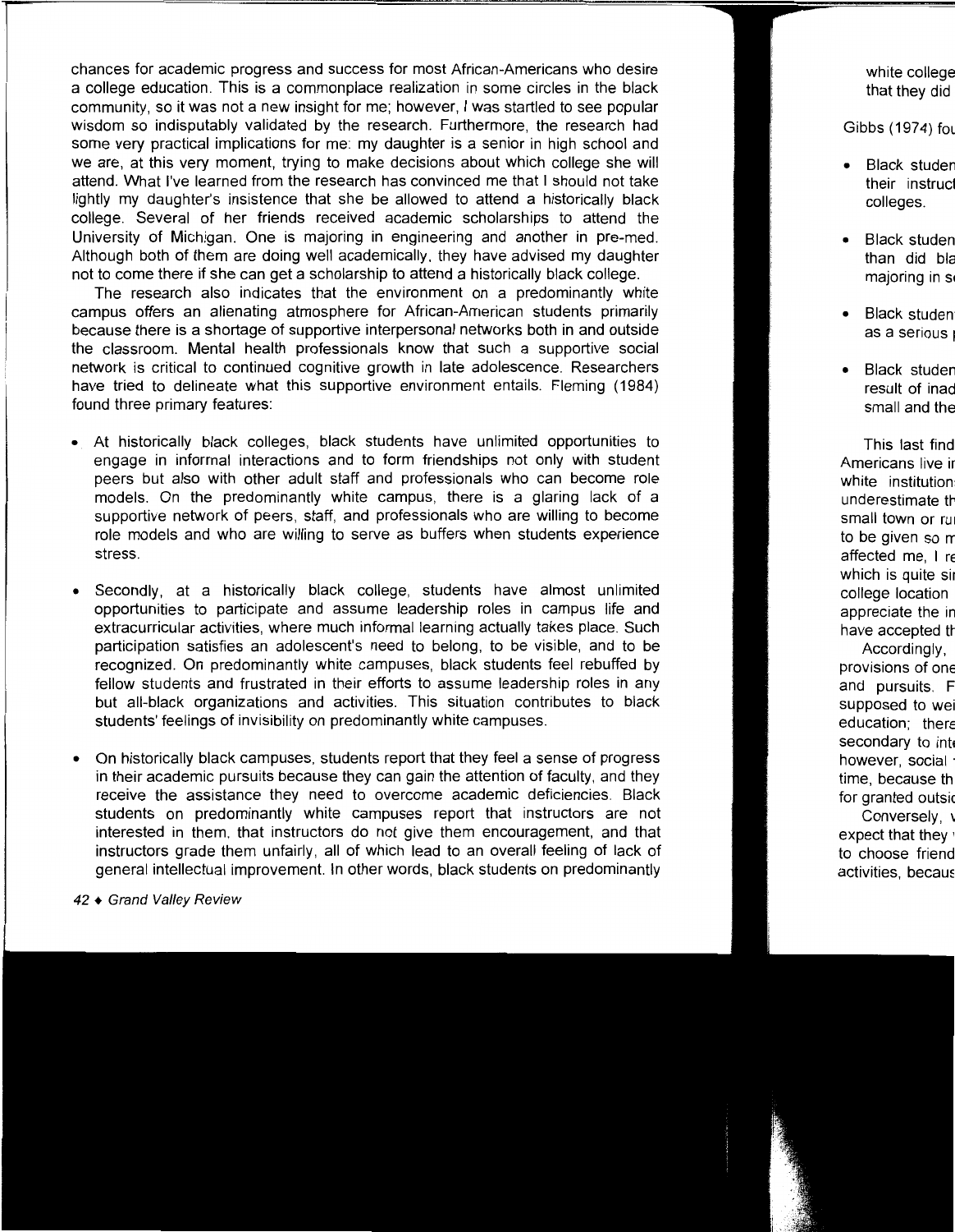chances for academic progress and success for most African-Americans who desire a college education. This is a commonplace realization in some circles in the black community, so it was not a new insight for me; however, *I* was startled to see popular wisdom so indisputably validated by the research. Furthermore, the research had some very practical implications for me: my daughter is a senior in high school and we are, at this very moment, trying to make decisions about which college she will attend. What I've learned from the research has convinced me that I should not take lightly my daughter's insistence that she be allowed to attend a historically black college. Several of her friends received academic scholarships to attend the University of Michigan. One is majoring in engineering and another in pre-med. Although both of them are doing well academically, they have advised my daughter not to come there if she can get a scholarship to attend a historically black college.

The research also indicates that the environment on a predominantly white campus offers an alienating atmosphere for African-American students primarily because there is a shortage of supportive interpersonal networks both in and outside the classroom. Mental health professionals know that such a supportive social network is critical to continued cognitive growth in late adolescence. Researchers have tried to delineate what this supportive environment entails. Fleming (1984) found three primary features:

- At historically black colleges, black students have unlimited opportunities to engage in informal interactions and to form friendships not only with student peers but also with other adult staff and professionals who can become role models. On the predominantly white campus, there is a glaring lack of a supportive network of peers, staff, and professionals who are willing to become role models and who are willing to serve as buffers when students experience stress.

- Secondly, at a historically black college, students have almost unlimited opportunities to participate and assume leadership roles in campus life and extracurricular activities, where much informal learning actually takes place. Such participation satisfies an adolescent's need to belong, to be visible, and to be recognized. On predominantly white campuses, black students feel rebuffed by fellow students and frustrated in their efforts to assume leadership roles in any but all-black organizations and activities. This situation contributes to black students' feelings of invisibility on predominantly white campuses.

- On historically black campuses, students report that they feel a sense of progress in their academic pursuits because they can gain the attention of faculty, and they receive the assistance they need to overcome academic deficiencies. Black students on predominantly white campuses report that instructors are not interested in them, that instructors do not give them encouragement, and that instructors grade them unfairly, all of which lead to an overall feeling of lack of general intellectual improvement. In other words, black students on predominantly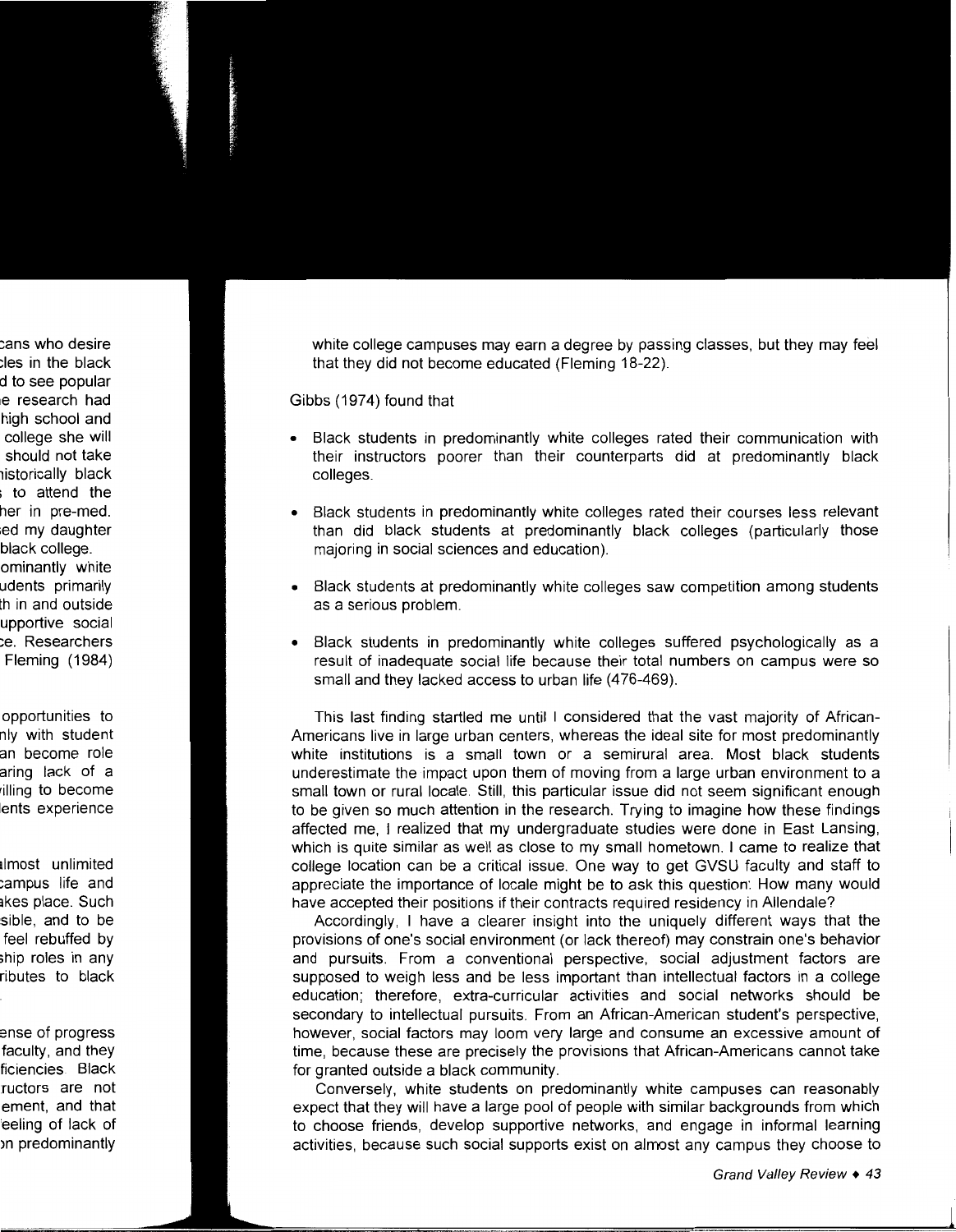white college campuses may earn a degree by passing classes, but they may feel that they did not become educated (Fleming 18-22).

Gibbs (1974) found that

- Black students in predominantly white colleges rated their communication with their instructors poorer than their counterparts did at predominantly black colleges.
- Black students in predominantly white colleges rated their courses less relevant than did black students at predominantly black colleges (particularly those majoring in social sciences and education).
- Black students at predominantly white colleges saw competition among students as a serious problem.
- Black students in predominantly white colleges suffered psychologically as a result of inadequate social life because their total numbers on campus were so small and they lacked access to urban life (476-469).

This last finding startled me until I considered that the vast majority of African-Americans live in large urban centers, whereas the ideal site for most predominantly white institutions is a small town or a semirural area. Most black students underestimate the impact upon them of moving from a large urban environment to a small town or rural locale. Still, this particular issue did not seem significant enough to be given so much attention in the research. Trying to imagine how these findings affected me, I realized that my undergraduate studies were done in East Lansing, which is quite similar as well as close to my small hometown. I came to realize that college location can be a critical issue. One way to get GVSU faculty and staff to appreciate the importance of locale might be to ask this question: How many would have accepted their positions if their contracts required residency in Allendale?

Accordingly, I have a clearer insight into the uniquely different ways that the provisions of one's social environment (or lack thereof) may constrain one's behavior and pursuits. From a conventional perspective, social adjustment factors are supposed to weigh less and be less important than intellectual factors in a college education; therefore, extra-curricular activities and social networks should be secondary to intellectual pursuits. From an African-American student's perspective, however, social factors may loom very large and consume an excessive amount of time, because these are precisely the provisions that African-Americans cannot take for granted outside a black community.

Conversely, white students on predominantly white campuses can reasonably expect that they will have a large pool of people with similar backgrounds from which to choose friends, develop supportive networks, and engage in informal learning activities, because such social supports exist on almost any campus they choose to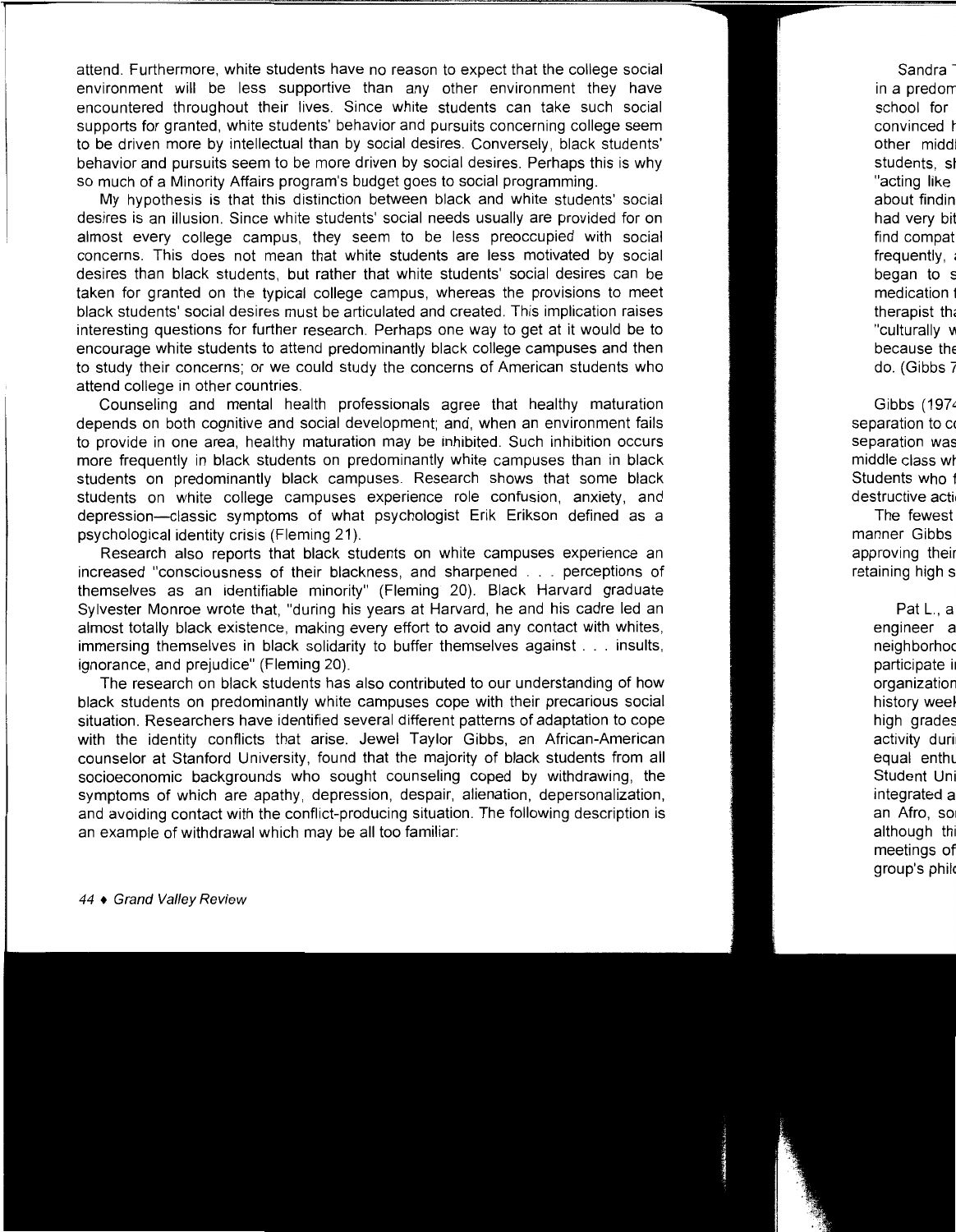attend. Furthermore, white students have no reason to expect that the college social environment will be less supportive than any other environment they have encountered throughout their lives. Since white students can take such social supports for granted, white students' behavior and pursuits concerning college seem to be driven more by intellectual than by social desires. Conversely, black students' behavior and pursuits seem to be more driven by social desires. Perhaps this is why so much of a Minority Affairs program's budget goes to social programming.

My hypothesis is that this distinction between black and white students' social desires is an illusion. Since white students' social needs usually are provided for on almost every college campus, they seem to be less preoccupied with social concerns. This does not mean that white students are less motivated by social desires than black students, but rather that white students' social desires can be taken for granted on the typical college campus, whereas the provisions to meet black students' social desires must be articulated and created. This implication raises interesting questions for further research. Perhaps one way to get at it would be to encourage white students to attend predominantly black college campuses and then to study their concerns; or we could study the concerns of American students who attend college in other countries.

Counseling and mental health professionals agree that healthy maturation depends on both cognitive and social development; and, when an environment fails to provide in one area, healthy maturation may be inhibited. Such inhibition occurs more frequently in black students on predominantly white campuses than in black students on predominantly black campuses. Research shows that some black students on white college campuses experience role confusion, anxiety, and depression—classic symptoms of what psychologist Erik Erikson defined as a psychological identity crisis (Fleming 21).

Research also reports that black students on white campuses experience an increased "consciousness of their blackness, and sharpened . . . perceptions of themselves as an identifiable minority" (Fleming 20). Black Harvard graduate Sylvester Monroe wrote that, "during his years at Harvard, he and his cadre led an almost totally black existence, making every effort to avoid any contact with whites, immersing themselves in black solidarity to buffer themselves against . . . insults, ignorance, and prejudice" (Fleming 20).

The research on black students has also contributed to our understanding of how black students on predominantly white campuses cope with their precarious social situation. Researchers have identified several different patterns of adaptation to cope with the identity conflicts that arise. Jewel Taylor Gibbs, an African-American counselor at Stanford University, found that the majority of black students from all socioeconomic backgrounds who sought counseling coped by withdrawing, the symptoms of which are apathy, depression, despair, alienation, depersonalization, and avoiding contact with the conflict-producing situation. The following description is an example of withdrawal which may be all too familiar: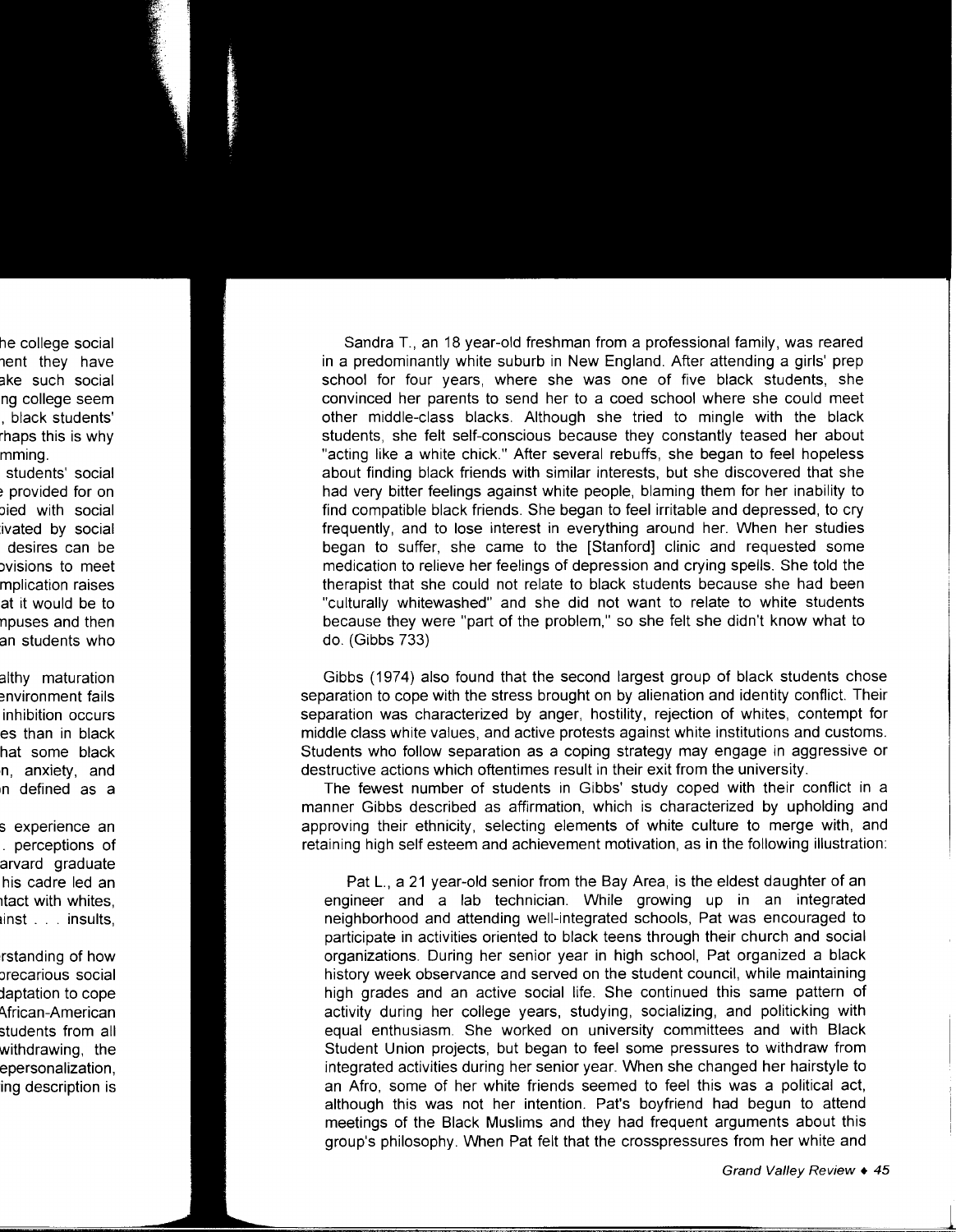Sandra T., an 18 year-old freshman from a professional family, was reared in a predominantly white suburb in New England. After attending a girls' prep school for four years, where she was one of five black students, she convinced her parents to send her to a coed school where she could meet other middle-class blacks. Although she tried to mingle with the black students, she felt self-conscious because they constantly teased her about "acting like a white chick." After several rebuffs, she began to feel hopeless about finding black friends with similar interests, but she discovered that she had very bitter feelings against white people, blaming them for her inability to find compatible black friends. She began to feel irritable and depressed, to cry frequently, and to lose interest in everything around her. When her studies began to suffer, she came to the [Stanford] clinic and requested some medication to relieve her feelings of depression and crying spells. She told the therapist that she could not relate to black students because she had been "culturally whitewashed" and she did not want to relate to white students because they were "part of the problem," so she felt she didn't know what to do. (Gibbs 733)

Gibbs (1974) also found that the second largest group of black students chose separation to cope with the stress brought on by alienation and identity conflict. Their separation was characterized by anger, hostility, rejection of whites, contempt for middle class white values, and active protests against white institutions and customs. Students who follow separation as a coping strategy may engage in aggressive or destructive actions which oftentimes result in their exit from the university.

The fewest number of students in Gibbs' study coped with their conflict in a manner Gibbs described as affirmation, which is characterized by upholding and approving their ethnicity, selecting elements of white culture to merge with, and retaining high self esteem and achievement motivation, as in the following illustration:

Pat L., a 21 year-old senior from the Bay Area, is the eldest daughter of an engineer and a lab technician. While growing up in an integrated neighborhood and attending well-integrated schools, Pat was encouraged to participate in activities oriented to black teens through their church and social organizations. During her senior year in high school, Pat organized a black history week observance and served on the student council, while maintaining high grades and an active social life. She continued this same pattern of activity during her college years, studying, socializing, and politicking with equal enthusiasm. She worked on university committees and with Black Student Union projects, but began to feel some pressures to withdraw from integrated activities during her senior year. When she changed her hairstyle to an Afro, some of her white friends seemed to feel this was a political act, although this was not her intention. Pat's boyfriend had begun to attend meetings of the Black Muslims and they had frequent arguments about this group's philosophy. When Pat felt that the crosspressures from her white and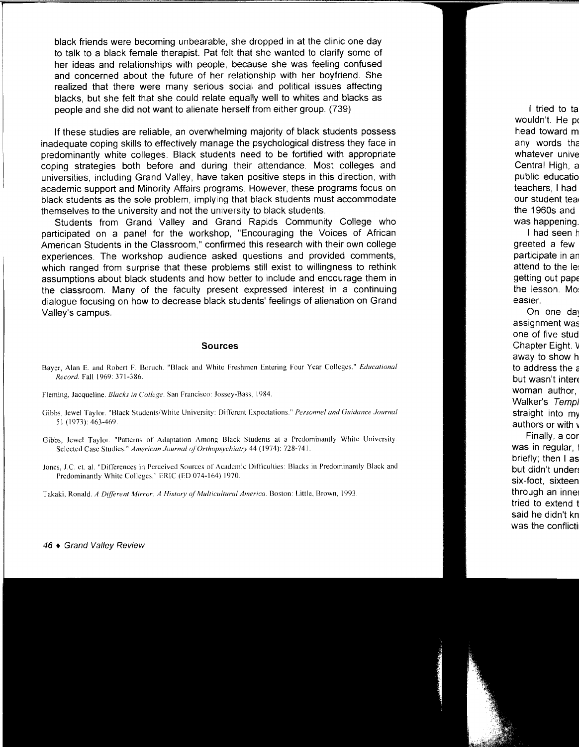black friends were becoming unbearable, she dropped in at the clinic one day to talk to a black female therapist. Pat felt that she wanted to clarify some of her ideas and relationships with people, because she was feeling confused and concerned about the future of her relationship with her boyfriend. She realized that there were many serious social and political issues affecting blacks, but she felt that she could relate equally well to whites and blacks as people and she did not want to alienate herself from either group. (739)

If these studies are reliable, an overwhelming majority of black students possess inadequate coping skills to effectively manage the psychological distress they face in predominantly white colleges. Black students need to be fortified with appropriate coping strategies both before and during their attendance. Most colleges and universities, including Grand Valley, have taken positive steps in this direction, with academic support and Minority Affairs programs. However, these programs focus on black students as the sole problem, implying that black students must accommodate themselves to the university and not the university to black students.

Students from Grand Valley and Grand Rapids Community College who participated on a panel for the workshop, "Encouraging the Voices of African American Students in the Classroom," confirmed this research with their own college experiences. The workshop audience asked questions and provided comments, which ranged from surprise that these problems still exist to willingness to rethink assumptions about black students and how better to include and encourage them in the classroom. Many of the faculty present expressed interest in a continuing dialogue focusing on how to decrease black students' feelings of alienation on Grand Valley's campus.

## Sources

Bayer, Alan E. and Robert F. Boruch. "Black and White Freshmen Entering Four Year Colleges." *Educational Record*. Fall 1969: 371-386.

Fleming, Jacqueline. *Blacks in College*. San Francisco: Jossey-Bass, 1984.

Gibbs, Jewel Taylor. "Black Students/White University: Different Expectations." *Personnel and Guidance Journal* 51 (1973): 463-469.

Gibbs, Jewel Taylor. "Patterns of Adaptation Among Black Students at a Predominantly White University: Selected Case Studies." *American Journal of Orthopsychiatry* 44 (1974): 728-741.

Jones, J.C. et. al. "Differences in Perceived Sources of Academic Difficulties: Blacks in Predominantly Black and Predominantly White Colleges." ERIC (ED 074-164) 1970.

Takaki, Ronald. *A Different Mirror: A History of Multicultural America*. Boston: Little, Brown, 1993.